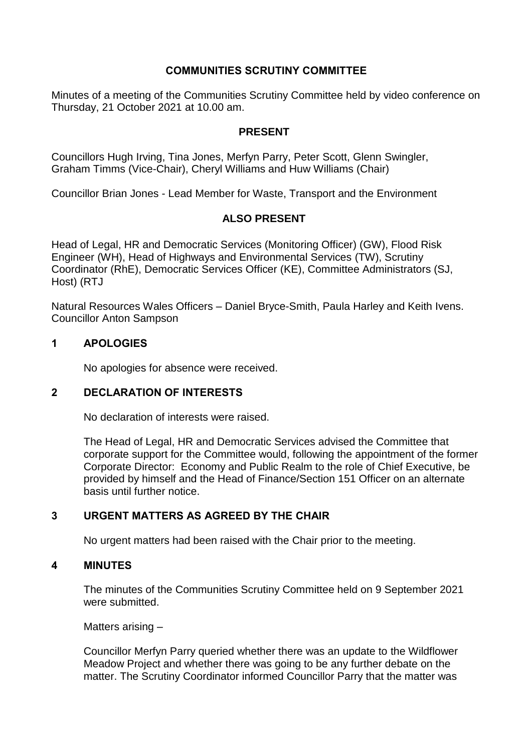# COMMUNITIES SCRUTINY COMMITTEE

Minutes of a meeting of the Communities Scrutiny Committee held by video conference on Thursday, 21 October 2021 at 10.00 am.

## PRESENT

Councillors Hugh Irving, Tina Jones, Merfyn Parry, Peter Scott, Glenn Swingler, Graham Timms (Vice-Chair), Cheryl Williams and Huw Williams (Chair)

Councillor Brian Jones - Lead Member for Waste, Transport and the Environment

## ALSO PRESENT

Head of Legal, HR and Democratic Services (Monitoring Officer) (GW), Flood Risk Engineer (WH), Head of Highways and Environmental Services (TW), Scrutiny Coordinator (RhE), Democratic Services Officer (KE), Committee Administrators (SJ, Host) (RTJ

Natural Resources Wales Officers – Daniel Bryce-Smith, Paula Harley and Keith Ivens. Councillor Anton Sampson

## 1 APOLOGIES

No apologies for absence were received.

## 2 DECLARATION OF INTERESTS

No declaration of interests were raised.

The Head of Legal, HR and Democratic Services advised the Committee that corporate support for the Committee would, following the appointment of the former Corporate Director: Economy and Public Realm to the role of Chief Executive, be provided by himself and the Head of Finance/Section 151 Officer on an alternate basis until further notice.

## 3 URGENT MATTERS AS AGREED BY THE CHAIR

No urgent matters had been raised with the Chair prior to the meeting.

## 4 MINUTES

The minutes of the Communities Scrutiny Committee held on 9 September 2021 were submitted.

Matters arising –

Councillor Merfyn Parry queried whether there was an update to the Wildflower Meadow Project and whether there was going to be any further debate on the matter. The Scrutiny Coordinator informed Councillor Parry that the matter was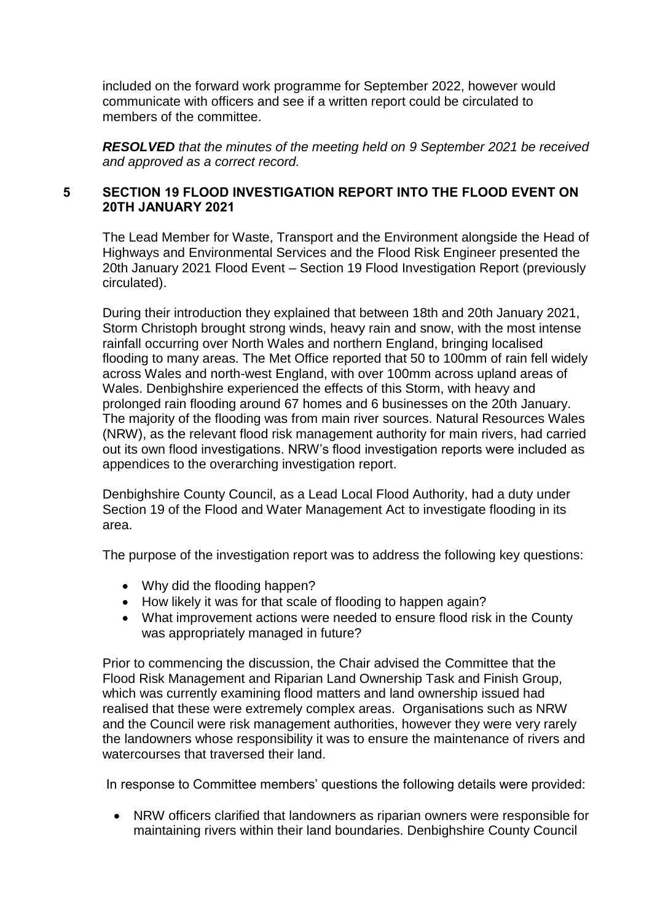included on the forward work programme for September 2022, however would communicate with officers and see if a written report could be circulated to members of the committee.

***RESOLVED** that the minutes of the meeting held on 9 September 2021 be received and approved as a correct record.*

## 5 SECTION 19 FLOOD INVESTIGATION REPORT INTO THE FLOOD EVENT ON 20TH JANUARY 2021

The Lead Member for Waste, Transport and the Environment alongside the Head of Highways and Environmental Services and the Flood Risk Engineer presented the 20th January 2021 Flood Event – Section 19 Flood Investigation Report (previously circulated).

During their introduction they explained that between 18th and 20th January 2021, Storm Christoph brought strong winds, heavy rain and snow, with the most intense rainfall occurring over North Wales and northern England, bringing localised flooding to many areas. The Met Office reported that 50 to 100mm of rain fell widely across Wales and north-west England, with over 100mm across upland areas of Wales. Denbighshire experienced the effects of this Storm, with heavy and prolonged rain flooding around 67 homes and 6 businesses on the 20th January. The majority of the flooding was from main river sources. Natural Resources Wales (NRW), as the relevant flood risk management authority for main rivers, had carried out its own flood investigations. NRW's flood investigation reports were included as appendices to the overarching investigation report.

Denbighshire County Council, as a Lead Local Flood Authority, had a duty under Section 19 of the Flood and Water Management Act to investigate flooding in its area.

The purpose of the investigation report was to address the following key questions:

- Why did the flooding happen?
- How likely it was for that scale of flooding to happen again?
- What improvement actions were needed to ensure flood risk in the County was appropriately managed in future?

Prior to commencing the discussion, the Chair advised the Committee that the Flood Risk Management and Riparian Land Ownership Task and Finish Group, which was currently examining flood matters and land ownership issued had realised that these were extremely complex areas. Organisations such as NRW and the Council were risk management authorities, however they were very rarely the landowners whose responsibility it was to ensure the maintenance of rivers and watercourses that traversed their land.

In response to Committee members' questions the following details were provided:

- NRW officers clarified that landowners as riparian owners were responsible for maintaining rivers within their land boundaries. Denbighshire County Council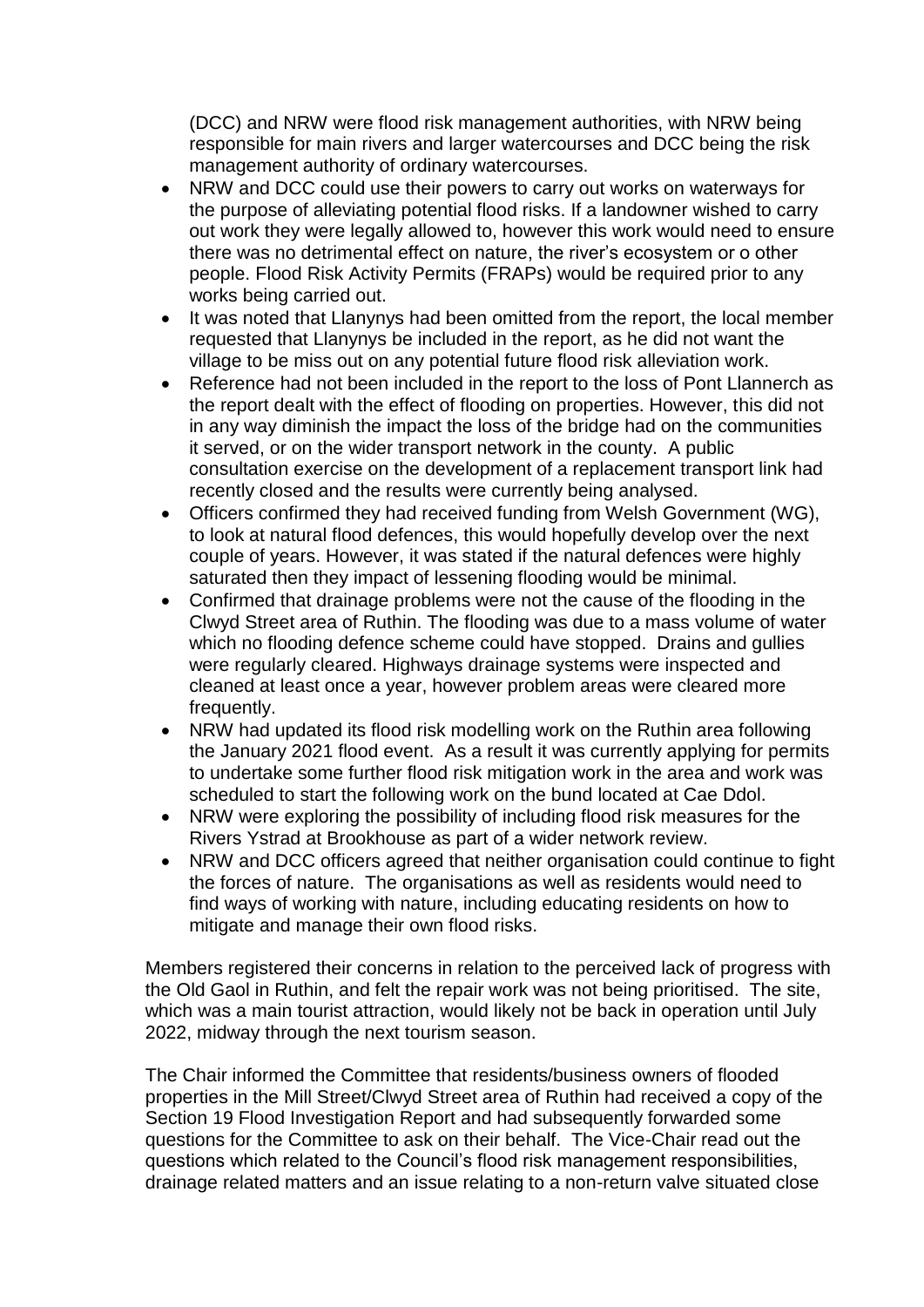(DCC) and NRW were flood risk management authorities, with NRW being responsible for main rivers and larger watercourses and DCC being the risk management authority of ordinary watercourses.

- NRW and DCC could use their powers to carry out works on waterways for the purpose of alleviating potential flood risks. If a landowner wished to carry out work they were legally allowed to, however this work would need to ensure there was no detrimental effect on nature, the river's ecosystem or o other people. Flood Risk Activity Permits (FRAPs) would be required prior to any works being carried out.
- It was noted that Llanynys had been omitted from the report, the local member requested that Llanynys be included in the report, as he did not want the village to be miss out on any potential future flood risk alleviation work.
- Reference had not been included in the report to the loss of Pont Llannerch as the report dealt with the effect of flooding on properties. However, this did not in any way diminish the impact the loss of the bridge had on the communities it served, or on the wider transport network in the county. A public consultation exercise on the development of a replacement transport link had recently closed and the results were currently being analysed.
- Officers confirmed they had received funding from Welsh Government (WG), to look at natural flood defences, this would hopefully develop over the next couple of years. However, it was stated if the natural defences were highly saturated then they impact of lessening flooding would be minimal.
- Confirmed that drainage problems were not the cause of the flooding in the Clwyd Street area of Ruthin. The flooding was due to a mass volume of water which no flooding defence scheme could have stopped. Drains and gullies were regularly cleared. Highways drainage systems were inspected and cleaned at least once a year, however problem areas were cleared more frequently.
- NRW had updated its flood risk modelling work on the Ruthin area following the January 2021 flood event. As a result it was currently applying for permits to undertake some further flood risk mitigation work in the area and work was scheduled to start the following work on the bund located at Cae Ddol.
- NRW were exploring the possibility of including flood risk measures for the Rivers Ystrad at Brookhouse as part of a wider network review.
- NRW and DCC officers agreed that neither organisation could continue to fight the forces of nature. The organisations as well as residents would need to find ways of working with nature, including educating residents on how to mitigate and manage their own flood risks.

Members registered their concerns in relation to the perceived lack of progress with the Old Gaol in Ruthin, and felt the repair work was not being prioritised. The site, which was a main tourist attraction, would likely not be back in operation until July 2022, midway through the next tourism season.

The Chair informed the Committee that residents/business owners of flooded properties in the Mill Street/Clwyd Street area of Ruthin had received a copy of the Section 19 Flood Investigation Report and had subsequently forwarded some questions for the Committee to ask on their behalf. The Vice-Chair read out the questions which related to the Council's flood risk management responsibilities, drainage related matters and an issue relating to a non-return valve situated close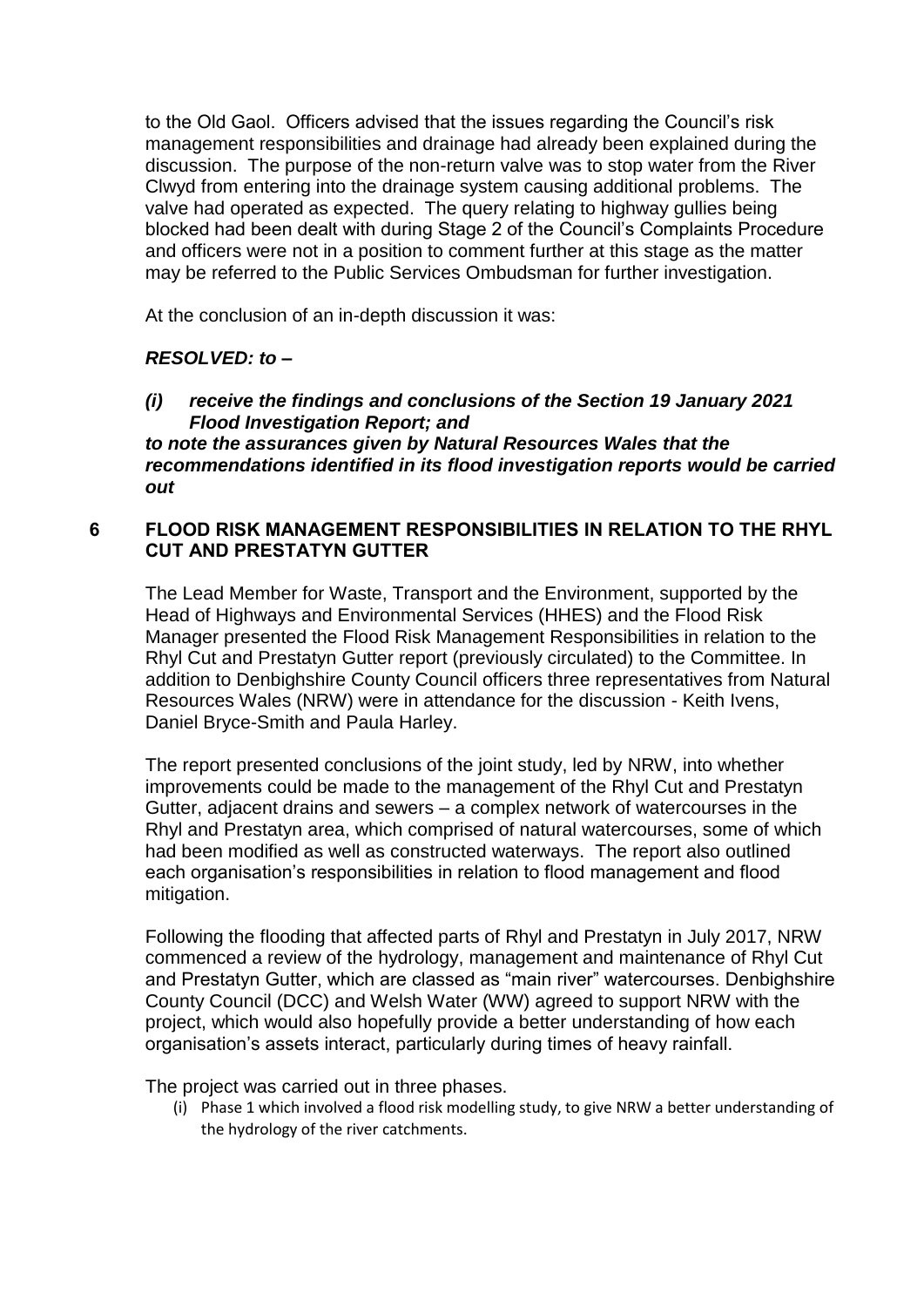to the Old Gaol. Officers advised that the issues regarding the Council's risk management responsibilities and drainage had already been explained during the discussion. The purpose of the non-return valve was to stop water from the River Clwyd from entering into the drainage system causing additional problems. The valve had operated as expected. The query relating to highway gullies being blocked had been dealt with during Stage 2 of the Council's Complaints Procedure and officers were not in a position to comment further at this stage as the matter may be referred to the Public Services Ombudsman for further investigation.

At the conclusion of an in-depth discussion it was:

***RESOLVED: to –***

***(i) receive the findings and conclusions of the Section 19 January 2021 Flood Investigation Report; and***
***to note the assurances given by Natural Resources Wales that the recommendations identified in its flood investigation reports would be carried out***

## 6 FLOOD RISK MANAGEMENT RESPONSIBILITIES IN RELATION TO THE RHYL CUT AND PRESTATYN GUTTER

The Lead Member for Waste, Transport and the Environment, supported by the Head of Highways and Environmental Services (HHES) and the Flood Risk Manager presented the Flood Risk Management Responsibilities in relation to the Rhyl Cut and Prestatyn Gutter report (previously circulated) to the Committee. In addition to Denbighshire County Council officers three representatives from Natural Resources Wales (NRW) were in attendance for the discussion - Keith Ivens, Daniel Bryce-Smith and Paula Harley.

The report presented conclusions of the joint study, led by NRW, into whether improvements could be made to the management of the Rhyl Cut and Prestatyn Gutter, adjacent drains and sewers – a complex network of watercourses in the Rhyl and Prestatyn area, which comprised of natural watercourses, some of which had been modified as well as constructed waterways. The report also outlined each organisation's responsibilities in relation to flood management and flood mitigation.

Following the flooding that affected parts of Rhyl and Prestatyn in July 2017, NRW commenced a review of the hydrology, management and maintenance of Rhyl Cut and Prestatyn Gutter, which are classed as "main river" watercourses. Denbighshire County Council (DCC) and Welsh Water (WW) agreed to support NRW with the project, which would also hopefully provide a better understanding of how each organisation's assets interact, particularly during times of heavy rainfall.

The project was carried out in three phases.

(i) Phase 1 which involved a flood risk modelling study, to give NRW a better understanding of the hydrology of the river catchments.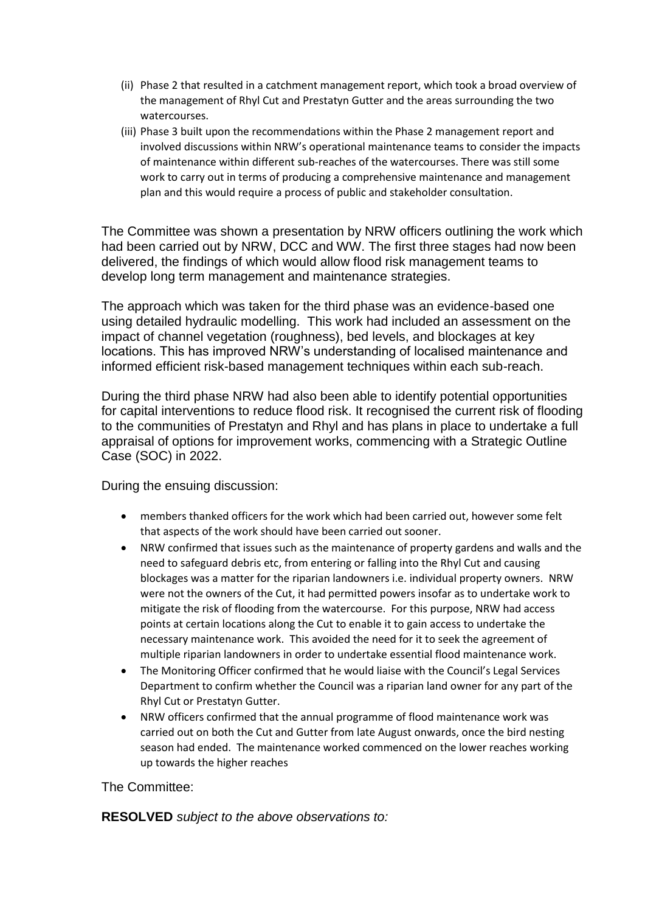(ii) Phase 2 that resulted in a catchment management report, which took a broad overview of the management of Rhyl Cut and Prestatyn Gutter and the areas surrounding the two watercourses.

(iii) Phase 3 built upon the recommendations within the Phase 2 management report and involved discussions within NRW's operational maintenance teams to consider the impacts of maintenance within different sub-reaches of the watercourses. There was still some work to carry out in terms of producing a comprehensive maintenance and management plan and this would require a process of public and stakeholder consultation.

The Committee was shown a presentation by NRW officers outlining the work which had been carried out by NRW, DCC and WW. The first three stages had now been delivered, the findings of which would allow flood risk management teams to develop long term management and maintenance strategies.

The approach which was taken for the third phase was an evidence-based one using detailed hydraulic modelling. This work had included an assessment on the impact of channel vegetation (roughness), bed levels, and blockages at key locations. This has improved NRW's understanding of localised maintenance and informed efficient risk-based management techniques within each sub-reach.

During the third phase NRW had also been able to identify potential opportunities for capital interventions to reduce flood risk. It recognised the current risk of flooding to the communities of Prestatyn and Rhyl and has plans in place to undertake a full appraisal of options for improvement works, commencing with a Strategic Outline Case (SOC) in 2022.

During the ensuing discussion:

- members thanked officers for the work which had been carried out, however some felt that aspects of the work should have been carried out sooner.
- NRW confirmed that issues such as the maintenance of property gardens and walls and the need to safeguard debris etc, from entering or falling into the Rhyl Cut and causing blockages was a matter for the riparian landowners i.e. individual property owners. NRW were not the owners of the Cut, it had permitted powers insofar as to undertake work to mitigate the risk of flooding from the watercourse. For this purpose, NRW had access points at certain locations along the Cut to enable it to gain access to undertake the necessary maintenance work. This avoided the need for it to seek the agreement of multiple riparian landowners in order to undertake essential flood maintenance work.
- The Monitoring Officer confirmed that he would liaise with the Council's Legal Services Department to confirm whether the Council was a riparian land owner for any part of the Rhyl Cut or Prestatyn Gutter.
- NRW officers confirmed that the annual programme of flood maintenance work was carried out on both the Cut and Gutter from late August onwards, once the bird nesting season had ended. The maintenance worked commenced on the lower reaches working up towards the higher reaches

The Committee:

**RESOLVED** *subject to the above observations to:*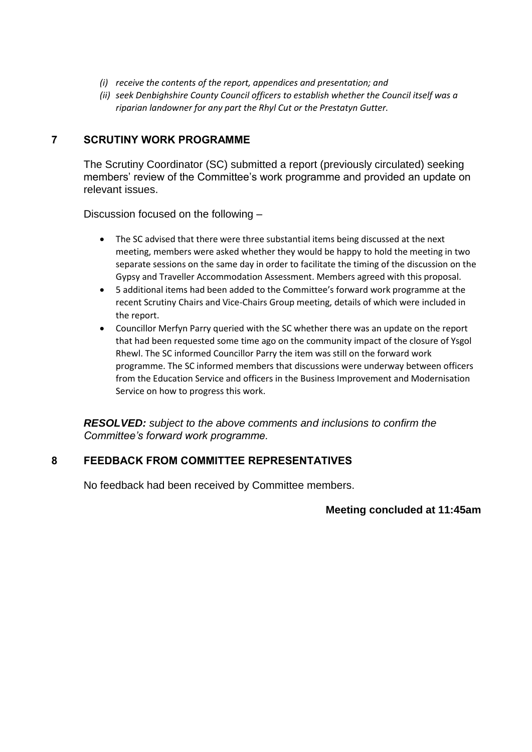*(i) receive the contents of the report, appendices and presentation; and*

*(ii) seek Denbighshire County Council officers to establish whether the Council itself was a riparian landowner for any part the Rhyl Cut or the Prestatyn Gutter.*

## 7 SCRUTINY WORK PROGRAMME

The Scrutiny Coordinator (SC) submitted a report (previously circulated) seeking members' review of the Committee's work programme and provided an update on relevant issues.

Discussion focused on the following –

- The SC advised that there were three substantial items being discussed at the next meeting, members were asked whether they would be happy to hold the meeting in two separate sessions on the same day in order to facilitate the timing of the discussion on the Gypsy and Traveller Accommodation Assessment. Members agreed with this proposal.
- 5 additional items had been added to the Committee's forward work programme at the recent Scrutiny Chairs and Vice-Chairs Group meeting, details of which were included in the report.
- Councillor Merfyn Parry queried with the SC whether there was an update on the report that had been requested some time ago on the community impact of the closure of Ysgol Rhewl. The SC informed Councillor Parry the item was still on the forward work programme. The SC informed members that discussions were underway between officers from the Education Service and officers in the Business Improvement and Modernisation Service on how to progress this work.

***RESOLVED:*** *subject to the above comments and inclusions to confirm the Committee's forward work programme.*

## 8 FEEDBACK FROM COMMITTEE REPRESENTATIVES

No feedback had been received by Committee members.

**Meeting concluded at 11:45am**